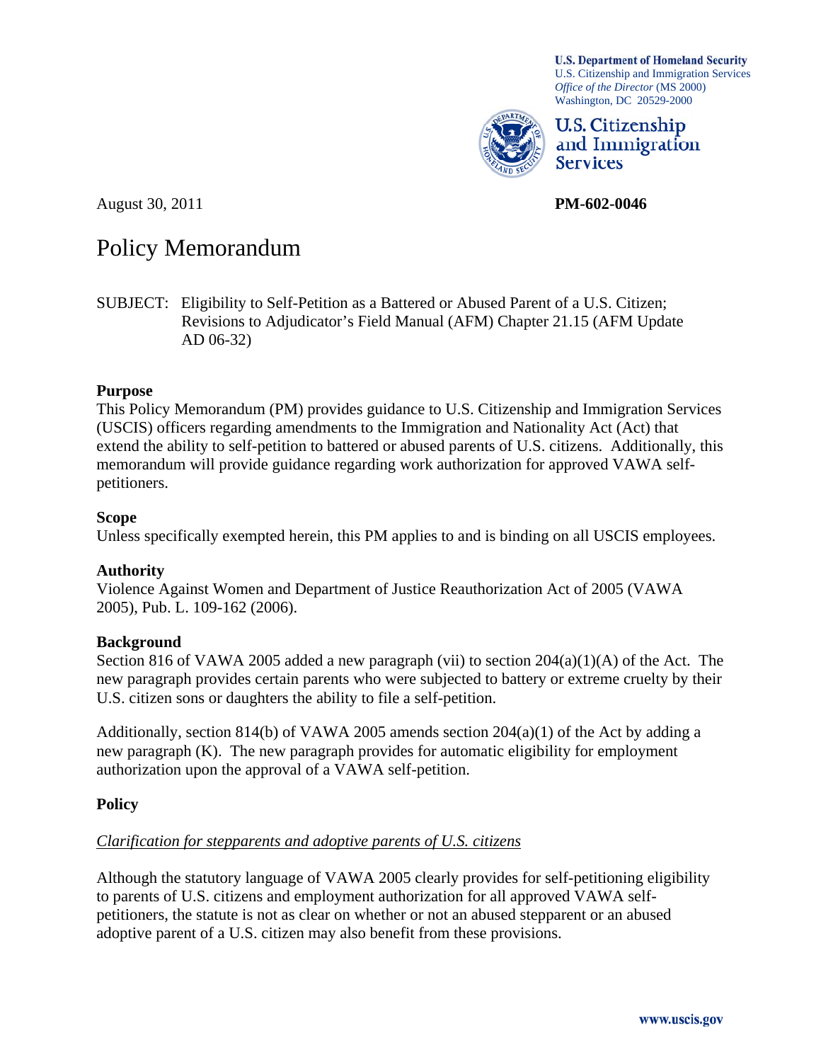U.S. Department of Homeland Security
U.S. Citizenship and Immigration Services
*Office of the Director* (MS 2000)
Washington, DC 20529-2000

U.S. Citizenship and Immigration Services

August 30, 2011

**PM-602-0046**

# Policy Memorandum

SUBJECT: Eligibility to Self-Petition as a Battered or Abused Parent of a U.S. Citizen; Revisions to Adjudicator's Field Manual (AFM) Chapter 21.15 (AFM Update AD 06-32)

**Purpose**

This Policy Memorandum (PM) provides guidance to U.S. Citizenship and Immigration Services (USCIS) officers regarding amendments to the Immigration and Nationality Act (Act) that extend the ability to self-petition to battered or abused parents of U.S. citizens. Additionally, this memorandum will provide guidance regarding work authorization for approved VAWA self-petitioners.

**Scope**

Unless specifically exempted herein, this PM applies to and is binding on all USCIS employees.

**Authority**

Violence Against Women and Department of Justice Reauthorization Act of 2005 (VAWA 2005), Pub. L. 109-162 (2006).

**Background**

Section 816 of VAWA 2005 added a new paragraph (vii) to section 204(a)(1)(A) of the Act. The new paragraph provides certain parents who were subjected to battery or extreme cruelty by their U.S. citizen sons or daughters the ability to file a self-petition.

Additionally, section 814(b) of VAWA 2005 amends section 204(a)(1) of the Act by adding a new paragraph (K). The new paragraph provides for automatic eligibility for employment authorization upon the approval of a VAWA self-petition.

**Policy**

<u>*Clarification for stepparents and adoptive parents of U.S. citizens*</u>

Although the statutory language of VAWA 2005 clearly provides for self-petitioning eligibility to parents of U.S. citizens and employment authorization for all approved VAWA self-petitioners, the statute is not as clear on whether or not an abused stepparent or an abused adoptive parent of a U.S. citizen may also benefit from these provisions.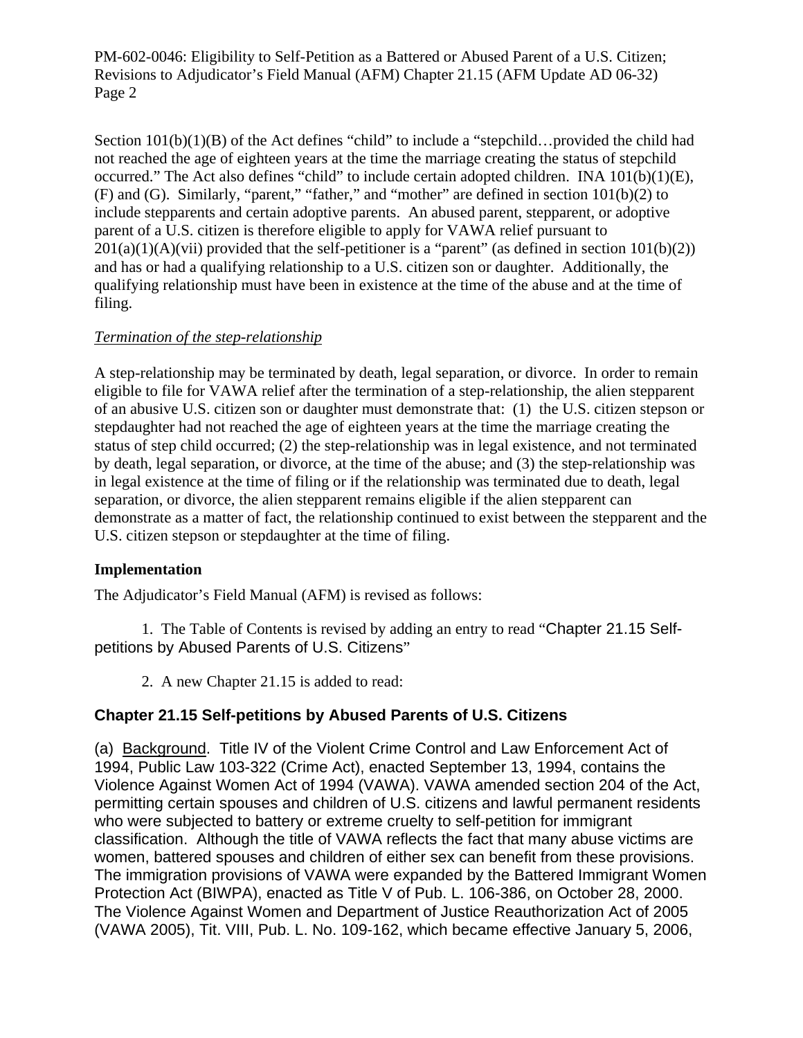Section 101(b)(1)(B) of the Act defines "child" to include a "stepchild…provided the child had not reached the age of eighteen years at the time the marriage creating the status of stepchild occurred." The Act also defines "child" to include certain adopted children. INA 101(b)(1)(E), (F) and (G). Similarly, "parent," "father," and "mother" are defined in section 101(b)(2) to include stepparents and certain adoptive parents. An abused parent, stepparent, or adoptive parent of a U.S. citizen is therefore eligible to apply for VAWA relief pursuant to 201(a)(1)(A)(vii) provided that the self-petitioner is a "parent" (as defined in section 101(b)(2)) and has or had a qualifying relationship to a U.S. citizen son or daughter. Additionally, the qualifying relationship must have been in existence at the time of the abuse and at the time of filing.

*Termination of the step-relationship*

A step-relationship may be terminated by death, legal separation, or divorce. In order to remain eligible to file for VAWA relief after the termination of a step-relationship, the alien stepparent of an abusive U.S. citizen son or daughter must demonstrate that: (1) the U.S. citizen stepson or stepdaughter had not reached the age of eighteen years at the time the marriage creating the status of step child occurred; (2) the step-relationship was in legal existence, and not terminated by death, legal separation, or divorce, at the time of the abuse; and (3) the step-relationship was in legal existence at the time of filing or if the relationship was terminated due to death, legal separation, or divorce, the alien stepparent remains eligible if the alien stepparent can demonstrate as a matter of fact, the relationship continued to exist between the stepparent and the U.S. citizen stepson or stepdaughter at the time of filing.

**Implementation**

The Adjudicator's Field Manual (AFM) is revised as follows:

1. The Table of Contents is revised by adding an entry to read "Chapter 21.15 Self-petitions by Abused Parents of U.S. Citizens"

2. A new Chapter 21.15 is added to read:

## Chapter 21.15 Self-petitions by Abused Parents of U.S. Citizens

(a) Background. Title IV of the Violent Crime Control and Law Enforcement Act of 1994, Public Law 103-322 (Crime Act), enacted September 13, 1994, contains the Violence Against Women Act of 1994 (VAWA). VAWA amended section 204 of the Act, permitting certain spouses and children of U.S. citizens and lawful permanent residents who were subjected to battery or extreme cruelty to self-petition for immigrant classification. Although the title of VAWA reflects the fact that many abuse victims are women, battered spouses and children of either sex can benefit from these provisions. The immigration provisions of VAWA were expanded by the Battered Immigrant Women Protection Act (BIWPA), enacted as Title V of Pub. L. 106-386, on October 28, 2000. The Violence Against Women and Department of Justice Reauthorization Act of 2005 (VAWA 2005), Tit. VIII, Pub. L. No. 109-162, which became effective January 5, 2006,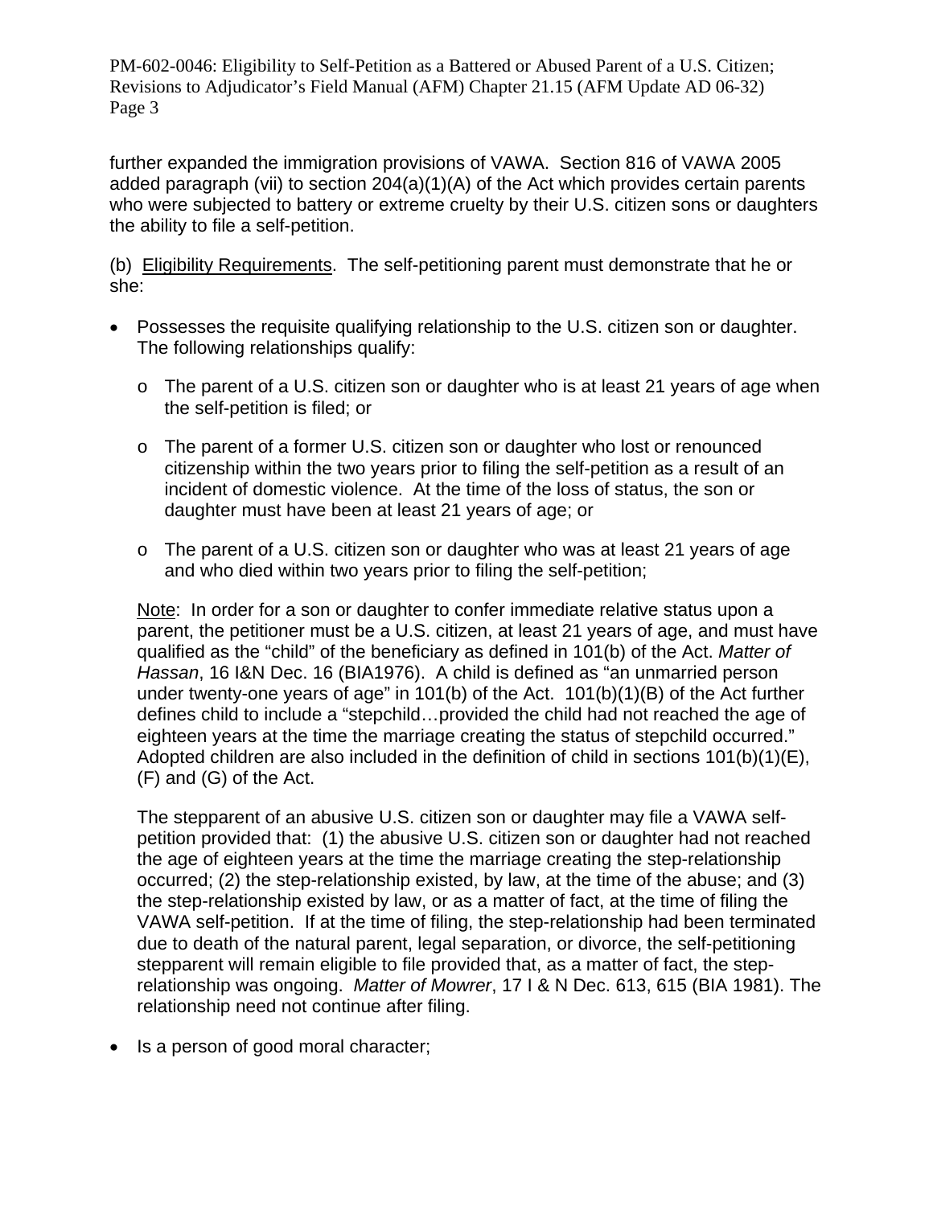further expanded the immigration provisions of VAWA. Section 816 of VAWA 2005 added paragraph (vii) to section 204(a)(1)(A) of the Act which provides certain parents who were subjected to battery or extreme cruelty by their U.S. citizen sons or daughters the ability to file a self-petition.

(b) Eligibility Requirements. The self-petitioning parent must demonstrate that he or she:

- Possesses the requisite qualifying relationship to the U.S. citizen son or daughter. The following relationships qualify:
  - The parent of a U.S. citizen son or daughter who is at least 21 years of age when the self-petition is filed; or
  - The parent of a former U.S. citizen son or daughter who lost or renounced citizenship within the two years prior to filing the self-petition as a result of an incident of domestic violence. At the time of the loss of status, the son or daughter must have been at least 21 years of age; or
  - The parent of a U.S. citizen son or daughter who was at least 21 years of age and who died within two years prior to filing the self-petition;

  Note: In order for a son or daughter to confer immediate relative status upon a parent, the petitioner must be a U.S. citizen, at least 21 years of age, and must have qualified as the "child" of the beneficiary as defined in 101(b) of the Act. *Matter of Hassan*, 16 I&N Dec. 16 (BIA1976). A child is defined as "an unmarried person under twenty-one years of age" in 101(b) of the Act. 101(b)(1)(B) of the Act further defines child to include a "stepchild…provided the child had not reached the age of eighteen years at the time the marriage creating the status of stepchild occurred." Adopted children are also included in the definition of child in sections 101(b)(1)(E), (F) and (G) of the Act.

  The stepparent of an abusive U.S. citizen son or daughter may file a VAWA self-petition provided that: (1) the abusive U.S. citizen son or daughter had not reached the age of eighteen years at the time the marriage creating the step-relationship occurred; (2) the step-relationship existed, by law, at the time of the abuse; and (3) the step-relationship existed by law, or as a matter of fact, at the time of filing the VAWA self-petition. If at the time of filing, the step-relationship had been terminated due to death of the natural parent, legal separation, or divorce, the self-petitioning stepparent will remain eligible to file provided that, as a matter of fact, the step-relationship was ongoing. *Matter of Mowrer*, 17 I & N Dec. 613, 615 (BIA 1981). The relationship need not continue after filing.

- Is a person of good moral character;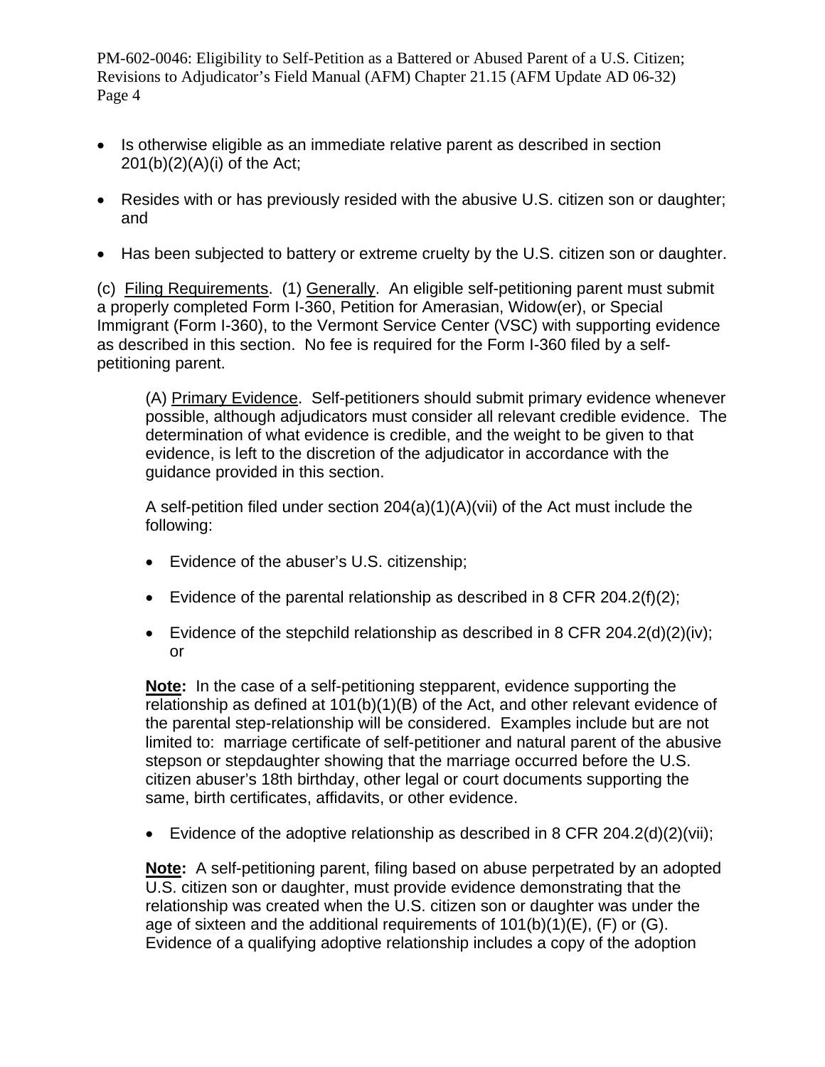- Is otherwise eligible as an immediate relative parent as described in section 201(b)(2)(A)(i) of the Act;
- Resides with or has previously resided with the abusive U.S. citizen son or daughter; and
- Has been subjected to battery or extreme cruelty by the U.S. citizen son or daughter.

(c) Filing Requirements. (1) Generally. An eligible self-petitioning parent must submit a properly completed Form I-360, Petition for Amerasian, Widow(er), or Special Immigrant (Form I-360), to the Vermont Service Center (VSC) with supporting evidence as described in this section. No fee is required for the Form I-360 filed by a self-petitioning parent.

> (A) Primary Evidence. Self-petitioners should submit primary evidence whenever possible, although adjudicators must consider all relevant credible evidence. The determination of what evidence is credible, and the weight to be given to that evidence, is left to the discretion of the adjudicator in accordance with the guidance provided in this section.
>
> A self-petition filed under section 204(a)(1)(A)(vii) of the Act must include the following:
>
> - Evidence of the abuser's U.S. citizenship;
> - Evidence of the parental relationship as described in 8 CFR 204.2(f)(2);
> - Evidence of the stepchild relationship as described in 8 CFR 204.2(d)(2)(iv); or
>
> **Note:** In the case of a self-petitioning stepparent, evidence supporting the relationship as defined at 101(b)(1)(B) of the Act, and other relevant evidence of the parental step-relationship will be considered. Examples include but are not limited to: marriage certificate of self-petitioner and natural parent of the abusive stepson or stepdaughter showing that the marriage occurred before the U.S. citizen abuser's 18th birthday, other legal or court documents supporting the same, birth certificates, affidavits, or other evidence.
>
> - Evidence of the adoptive relationship as described in 8 CFR 204.2(d)(2)(vii);
>
> **Note:** A self-petitioning parent, filing based on abuse perpetrated by an adopted U.S. citizen son or daughter, must provide evidence demonstrating that the relationship was created when the U.S. citizen son or daughter was under the age of sixteen and the additional requirements of 101(b)(1)(E), (F) or (G). Evidence of a qualifying adoptive relationship includes a copy of the adoption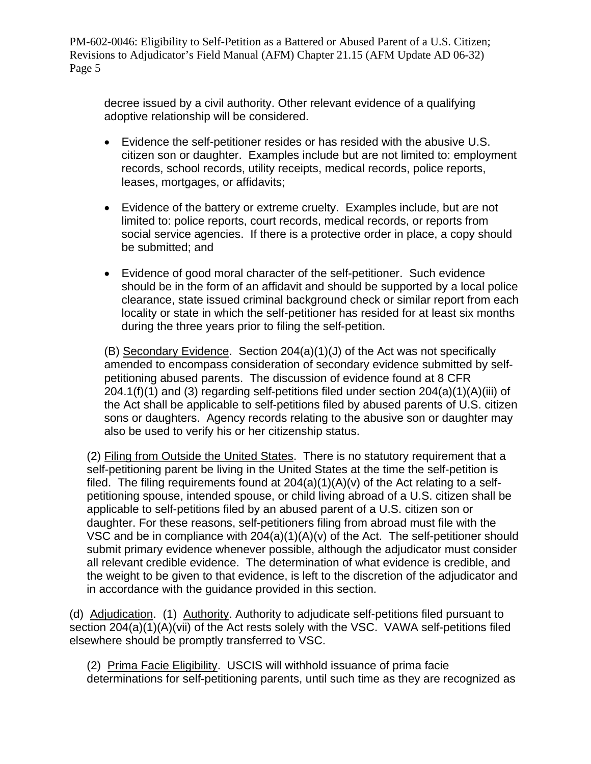decree issued by a civil authority. Other relevant evidence of a qualifying adoptive relationship will be considered.

- Evidence the self-petitioner resides or has resided with the abusive U.S. citizen son or daughter. Examples include but are not limited to: employment records, school records, utility receipts, medical records, police reports, leases, mortgages, or affidavits;

- Evidence of the battery or extreme cruelty. Examples include, but are not limited to: police reports, court records, medical records, or reports from social service agencies. If there is a protective order in place, a copy should be submitted; and

- Evidence of good moral character of the self-petitioner. Such evidence should be in the form of an affidavit and should be supported by a local police clearance, state issued criminal background check or similar report from each locality or state in which the self-petitioner has resided for at least six months during the three years prior to filing the self-petition.

(B) Secondary Evidence. Section 204(a)(1)(J) of the Act was not specifically amended to encompass consideration of secondary evidence submitted by self-petitioning abused parents. The discussion of evidence found at 8 CFR 204.1(f)(1) and (3) regarding self-petitions filed under section 204(a)(1)(A)(iii) of the Act shall be applicable to self-petitions filed by abused parents of U.S. citizen sons or daughters. Agency records relating to the abusive son or daughter may also be used to verify his or her citizenship status.

(2) Filing from Outside the United States. There is no statutory requirement that a self-petitioning parent be living in the United States at the time the self-petition is filed. The filing requirements found at 204(a)(1)(A)(v) of the Act relating to a self-petitioning spouse, intended spouse, or child living abroad of a U.S. citizen shall be applicable to self-petitions filed by an abused parent of a U.S. citizen son or daughter. For these reasons, self-petitioners filing from abroad must file with the VSC and be in compliance with 204(a)(1)(A)(v) of the Act. The self-petitioner should submit primary evidence whenever possible, although the adjudicator must consider all relevant credible evidence. The determination of what evidence is credible, and the weight to be given to that evidence, is left to the discretion of the adjudicator and in accordance with the guidance provided in this section.

(d) Adjudication. (1) Authority. Authority to adjudicate self-petitions filed pursuant to section 204(a)(1)(A)(vii) of the Act rests solely with the VSC. VAWA self-petitions filed elsewhere should be promptly transferred to VSC.

(2) Prima Facie Eligibility. USCIS will withhold issuance of prima facie determinations for self-petitioning parents, until such time as they are recognized as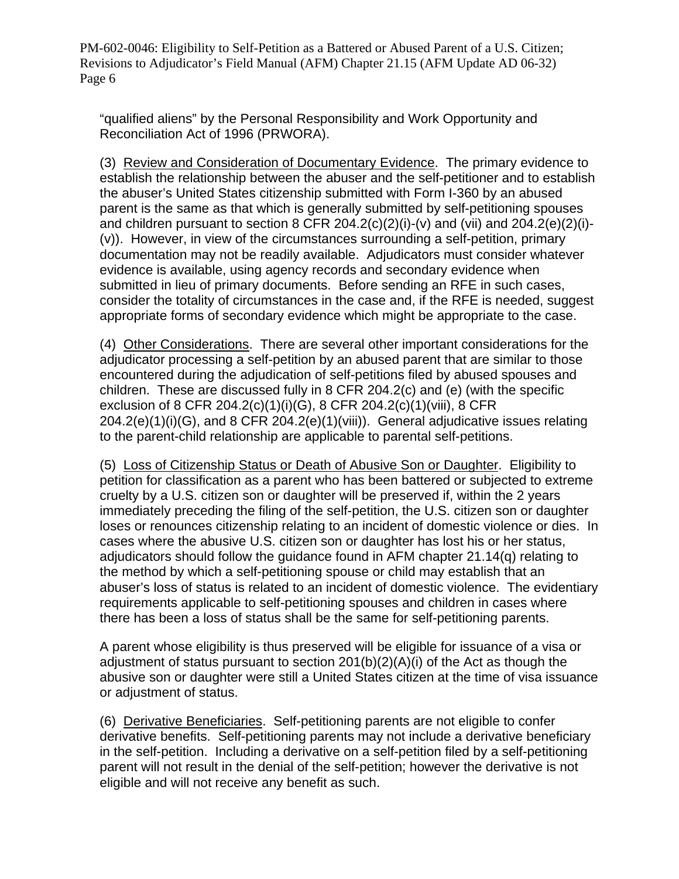"qualified aliens" by the Personal Responsibility and Work Opportunity and Reconciliation Act of 1996 (PRWORA).

(3) Review and Consideration of Documentary Evidence. The primary evidence to establish the relationship between the abuser and the self-petitioner and to establish the abuser's United States citizenship submitted with Form I-360 by an abused parent is the same as that which is generally submitted by self-petitioning spouses and children pursuant to section 8 CFR 204.2(c)(2)(i)-(v) and (vii) and 204.2(e)(2)(i)-(v)). However, in view of the circumstances surrounding a self-petition, primary documentation may not be readily available. Adjudicators must consider whatever evidence is available, using agency records and secondary evidence when submitted in lieu of primary documents. Before sending an RFE in such cases, consider the totality of circumstances in the case and, if the RFE is needed, suggest appropriate forms of secondary evidence which might be appropriate to the case.

(4) Other Considerations. There are several other important considerations for the adjudicator processing a self-petition by an abused parent that are similar to those encountered during the adjudication of self-petitions filed by abused spouses and children. These are discussed fully in 8 CFR 204.2(c) and (e) (with the specific exclusion of 8 CFR 204.2(c)(1)(i)(G), 8 CFR 204.2(c)(1)(viii), 8 CFR 204.2(e)(1)(i)(G), and 8 CFR 204.2(e)(1)(viii)). General adjudicative issues relating to the parent-child relationship are applicable to parental self-petitions.

(5) Loss of Citizenship Status or Death of Abusive Son or Daughter. Eligibility to petition for classification as a parent who has been battered or subjected to extreme cruelty by a U.S. citizen son or daughter will be preserved if, within the 2 years immediately preceding the filing of the self-petition, the U.S. citizen son or daughter loses or renounces citizenship relating to an incident of domestic violence or dies. In cases where the abusive U.S. citizen son or daughter has lost his or her status, adjudicators should follow the guidance found in AFM chapter 21.14(q) relating to the method by which a self-petitioning spouse or child may establish that an abuser's loss of status is related to an incident of domestic violence. The evidentiary requirements applicable to self-petitioning spouses and children in cases where there has been a loss of status shall be the same for self-petitioning parents.

A parent whose eligibility is thus preserved will be eligible for issuance of a visa or adjustment of status pursuant to section 201(b)(2)(A)(i) of the Act as though the abusive son or daughter were still a United States citizen at the time of visa issuance or adjustment of status.

(6) Derivative Beneficiaries. Self-petitioning parents are not eligible to confer derivative benefits. Self-petitioning parents may not include a derivative beneficiary in the self-petition. Including a derivative on a self-petition filed by a self-petitioning parent will not result in the denial of the self-petition; however the derivative is not eligible and will not receive any benefit as such.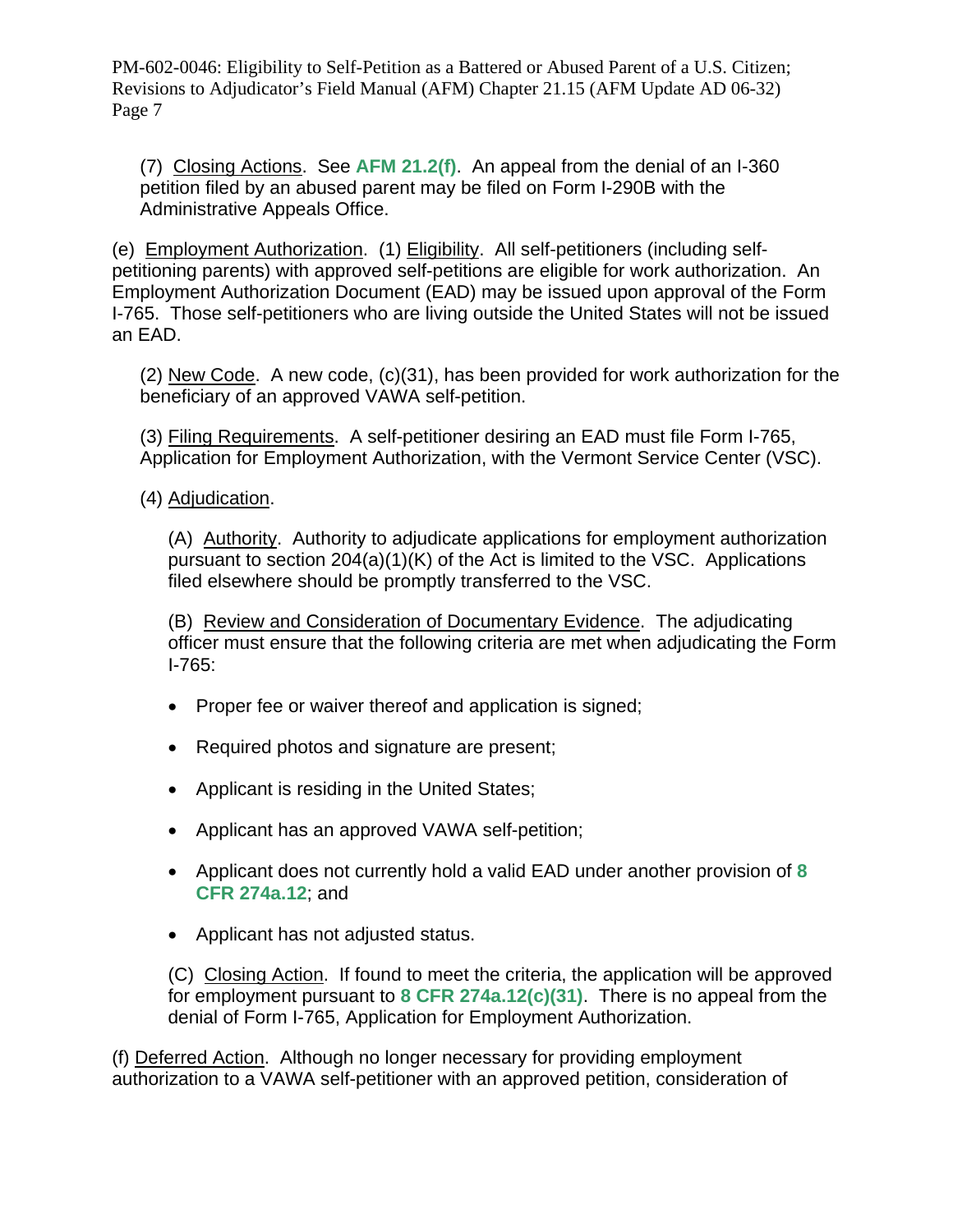(7) Closing Actions. See **AFM 21.2(f)**. An appeal from the denial of an I-360 petition filed by an abused parent may be filed on Form I-290B with the Administrative Appeals Office.

(e) Employment Authorization. (1) Eligibility. All self-petitioners (including self-petitioning parents) with approved self-petitions are eligible for work authorization. An Employment Authorization Document (EAD) may be issued upon approval of the Form I-765. Those self-petitioners who are living outside the United States will not be issued an EAD.

(2) New Code. A new code, (c)(31), has been provided for work authorization for the beneficiary of an approved VAWA self-petition.

(3) Filing Requirements. A self-petitioner desiring an EAD must file Form I-765, Application for Employment Authorization, with the Vermont Service Center (VSC).

(4) Adjudication.

(A) Authority. Authority to adjudicate applications for employment authorization pursuant to section 204(a)(1)(K) of the Act is limited to the VSC. Applications filed elsewhere should be promptly transferred to the VSC.

(B) Review and Consideration of Documentary Evidence. The adjudicating officer must ensure that the following criteria are met when adjudicating the Form I-765:

- Proper fee or waiver thereof and application is signed;
- Required photos and signature are present;
- Applicant is residing in the United States;
- Applicant has an approved VAWA self-petition;
- Applicant does not currently hold a valid EAD under another provision of **8 CFR 274a.12**; and
- Applicant has not adjusted status.

(C) Closing Action. If found to meet the criteria, the application will be approved for employment pursuant to **8 CFR 274a.12(c)(31)**. There is no appeal from the denial of Form I-765, Application for Employment Authorization.

(f) Deferred Action. Although no longer necessary for providing employment authorization to a VAWA self-petitioner with an approved petition, consideration of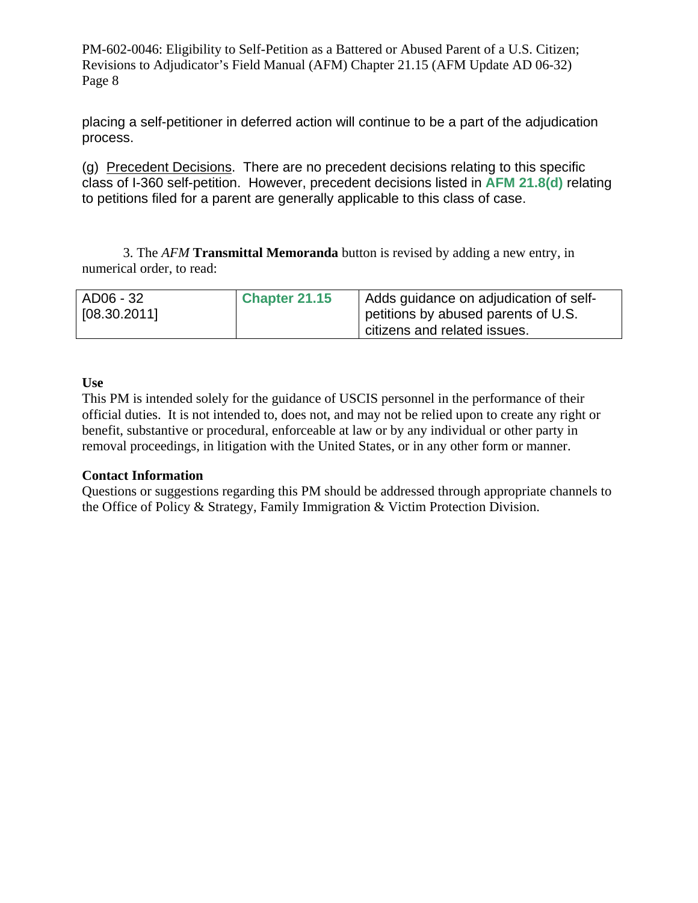placing a self-petitioner in deferred action will continue to be a part of the adjudication process.

(g) Precedent Decisions. There are no precedent decisions relating to this specific class of I-360 self-petition. However, precedent decisions listed in **AFM 21.8(d)** relating to petitions filed for a parent are generally applicable to this class of case.

3. The *AFM* **Transmittal Memoranda** button is revised by adding a new entry, in numerical order, to read:

| | | |
|---|---|---|
| AD06 - 32 [08.30.2011] | **Chapter 21.15** | Adds guidance on adjudication of self-petitions by abused parents of U.S. citizens and related issues. |

**Use**

This PM is intended solely for the guidance of USCIS personnel in the performance of their official duties. It is not intended to, does not, and may not be relied upon to create any right or benefit, substantive or procedural, enforceable at law or by any individual or other party in removal proceedings, in litigation with the United States, or in any other form or manner.

**Contact Information**

Questions or suggestions regarding this PM should be addressed through appropriate channels to the Office of Policy & Strategy, Family Immigration & Victim Protection Division.